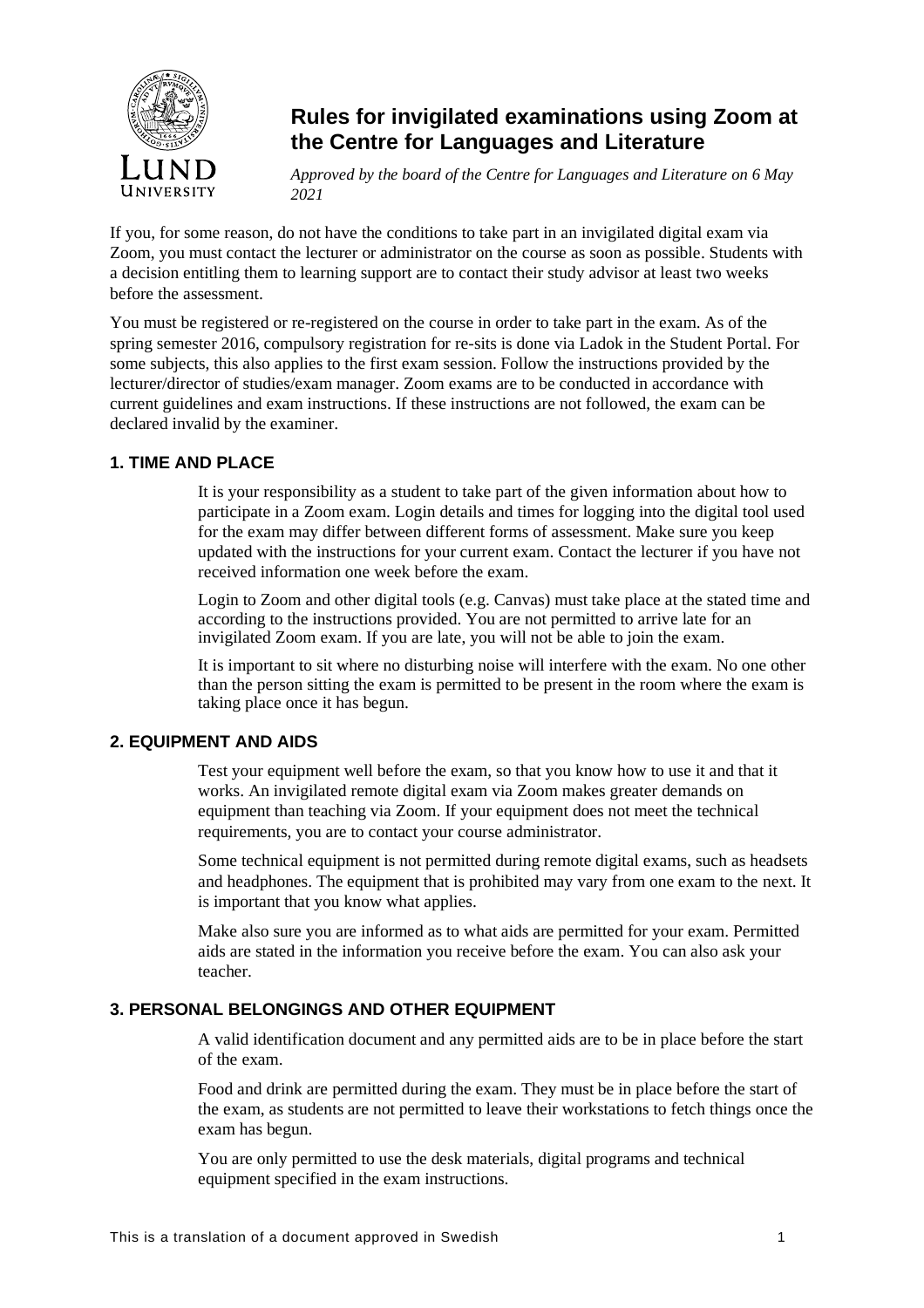# Rules for invigilated examinations using Zoom at the Centre for Languages and Literature

*Approved by the board of the Centre for Languages and Literature on 6 May 2021*

If you, for some reason, do not have the conditions to take part in an invigilated digital exam via Zoom, you must contact the lecturer or administrator on the course as soon as possible. Students with a decision entitling them to learning support are to contact their study advisor at least two weeks before the assessment.

You must be registered or re-registered on the course in order to take part in the exam. As of the spring semester 2016, compulsory registration for re-sits is done via Ladok in the Student Portal. For some subjects, this also applies to the first exam session. Follow the instructions provided by the lecturer/director of studies/exam manager. Zoom exams are to be conducted in accordance with current guidelines and exam instructions. If these instructions are not followed, the exam can be declared invalid by the examiner.

## 1. TIME AND PLACE

It is your responsibility as a student to take part of the given information about how to participate in a Zoom exam. Login details and times for logging into the digital tool used for the exam may differ between different forms of assessment. Make sure you keep updated with the instructions for your current exam. Contact the lecturer if you have not received information one week before the exam.

Login to Zoom and other digital tools (e.g. Canvas) must take place at the stated time and according to the instructions provided. You are not permitted to arrive late for an invigilated Zoom exam. If you are late, you will not be able to join the exam.

It is important to sit where no disturbing noise will interfere with the exam. No one other than the person sitting the exam is permitted to be present in the room where the exam is taking place once it has begun.

## 2. EQUIPMENT AND AIDS

Test your equipment well before the exam, so that you know how to use it and that it works. An invigilated remote digital exam via Zoom makes greater demands on equipment than teaching via Zoom. If your equipment does not meet the technical requirements, you are to contact your course administrator.

Some technical equipment is not permitted during remote digital exams, such as headsets and headphones. The equipment that is prohibited may vary from one exam to the next. It is important that you know what applies.

Make also sure you are informed as to what aids are permitted for your exam. Permitted aids are stated in the information you receive before the exam. You can also ask your teacher.

## 3. PERSONAL BELONGINGS AND OTHER EQUIPMENT

A valid identification document and any permitted aids are to be in place before the start of the exam.

Food and drink are permitted during the exam. They must be in place before the start of the exam, as students are not permitted to leave their workstations to fetch things once the exam has begun.

You are only permitted to use the desk materials, digital programs and technical equipment specified in the exam instructions.

This is a translation of a document approved in Swedish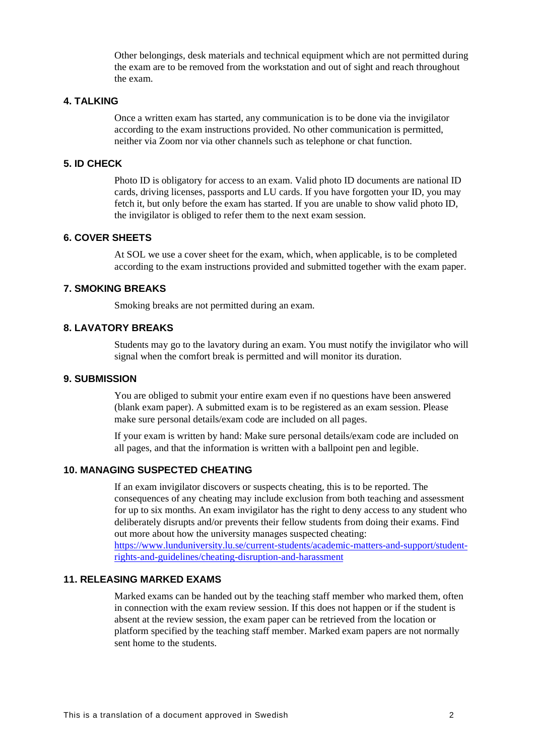Other belongings, desk materials and technical equipment which are not permitted during the exam are to be removed from the workstation and out of sight and reach throughout the exam.

## 4. TALKING

Once a written exam has started, any communication is to be done via the invigilator according to the exam instructions provided. No other communication is permitted, neither via Zoom nor via other channels such as telephone or chat function.

## 5. ID CHECK

Photo ID is obligatory for access to an exam. Valid photo ID documents are national ID cards, driving licenses, passports and LU cards. If you have forgotten your ID, you may fetch it, but only before the exam has started. If you are unable to show valid photo ID, the invigilator is obliged to refer them to the next exam session.

## 6. COVER SHEETS

At SOL we use a cover sheet for the exam, which, when applicable, is to be completed according to the exam instructions provided and submitted together with the exam paper.

## 7. SMOKING BREAKS

Smoking breaks are not permitted during an exam.

## 8. LAVATORY BREAKS

Students may go to the lavatory during an exam. You must notify the invigilator who will signal when the comfort break is permitted and will monitor its duration.

## 9. SUBMISSION

You are obliged to submit your entire exam even if no questions have been answered (blank exam paper). A submitted exam is to be registered as an exam session. Please make sure personal details/exam code are included on all pages.

If your exam is written by hand: Make sure personal details/exam code are included on all pages, and that the information is written with a ballpoint pen and legible.

## 10. MANAGING SUSPECTED CHEATING

If an exam invigilator discovers or suspects cheating, this is to be reported. The consequences of any cheating may include exclusion from both teaching and assessment for up to six months. An exam invigilator has the right to deny access to any student who deliberately disrupts and/or prevents their fellow students from doing their exams. Find out more about how the university manages suspected cheating: [https://www.lunduniversity.lu.se/current-students/academic-matters-and-support/student-rights-and-guidelines/cheating-disruption-and-harassment](https://www.lunduniversity.lu.se/current-students/academic-matters-and-support/student-rights-and-guidelines/cheating-disruption-and-harassment)

## 11. RELEASING MARKED EXAMS

Marked exams can be handed out by the teaching staff member who marked them, often in connection with the exam review session. If this does not happen or if the student is absent at the review session, the exam paper can be retrieved from the location or platform specified by the teaching staff member. Marked exam papers are not normally sent home to the students.

This is a translation of a document approved in Swedish